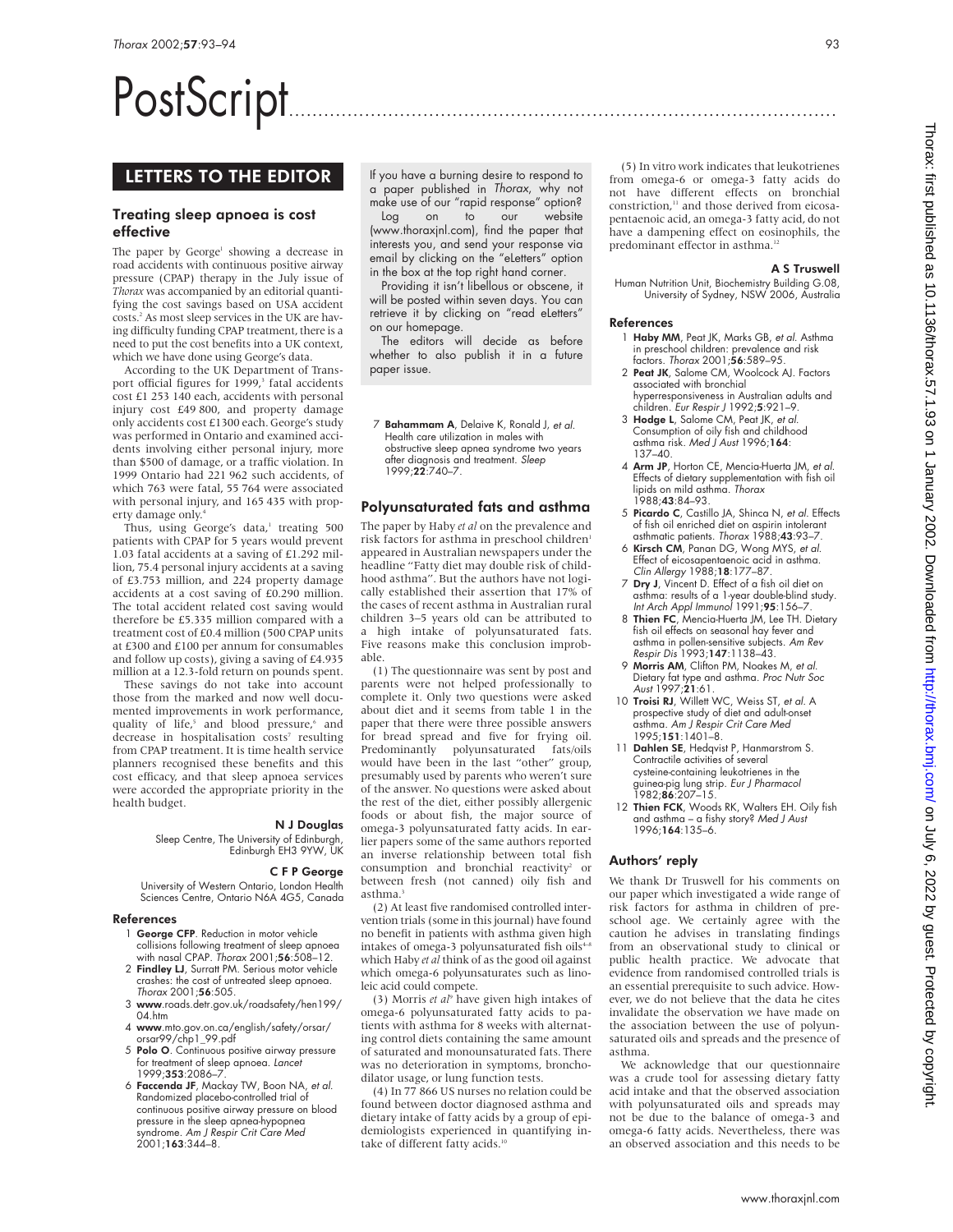# PostScript

## LETTERS TO THE EDITOR

### Treating sleep apnoea is cost effective

The paper by George[1] showing a decrease in road accidents with continuous positive airway pressure (CPAP) therapy in the July issue of *Thorax* was accompanied by an editorial quantifying the cost savings based on USA accident costs.[2] As most sleep services in the UK are having difficulty funding CPAP treatment, there is a need to put the cost benefits into a UK context, which we have done using George's data.

According to the UK Department of Transport official figures for 1999,[3] fatal accidents cost £1 253 140 each, accidents with personal injury cost £49 800, and property damage only accidents cost £1300 each. George's study was performed in Ontario and examined accidents involving either personal injury, more than $500 of damage, or a traffic violation. In 1999 Ontario had 221 962 such accidents, of which 763 were fatal, 55 764 were associated with personal injury, and 165 435 with property damage only.[4]

Thus, using George's data,[1] treating 500 patients with CPAP for 5 years would prevent 1.03 fatal accidents at a saving of £1.292 million, 75.4 personal injury accidents at a saving of £3.753 million, and 224 property damage accidents at a cost saving of £0.290 million. The total accident related cost saving would therefore be £5.335 million compared with a treatment cost of £0.4 million (500 CPAP units at £300 and £100 per annum for consumables and follow up costs), giving a saving of £4.935 million at a 12.3-fold return on pounds spent.

These savings do not take into account those from the marked and now well documented improvements in work performance, quality of life,[5] and blood pressure,[6] and decrease in hospitalisation costs[7] resulting from CPAP treatment. It is time health service planners recognised these benefits and this cost efficacy, and that sleep apnoea services were accorded the appropriate priority in the health budget.

**N J Douglas**
Sleep Centre, The University of Edinburgh, Edinburgh EH3 9YW, UK

**C F P George**
University of Western Ontario, London Health Sciences Centre, Ontario N6A 4G5, Canada

#### References

1. **George CFP**. Reduction in motor vehicle collisions following treatment of sleep apnoea with nasal CPAP. *Thorax* 2001;**56**:508–12.
2. **Findley LJ**, Surratt PM. Serious motor vehicle crashes: the cost of untreated sleep apnoea. *Thorax* 2001;**56**:505.
3. **www**.roads.detr.gov.uk/roadsafety/hen199/04.htm
4. **www**.mto.gov.on.ca/english/safety/orsar/orsar99/chp1_99.pdf
5. **Polo O**. Continuous positive airway pressure for treatment of sleep apnoea. *Lancet* 1999;**353**:2086–7.
6. **Faccenda JF**, Mackay TW, Boon NA, *et al*. Randomized placebo-controlled trial of continuous positive airway pressure on blood pressure in the sleep apnea-hypopnea syndrome. *Am J Respir Crit Care Med* 2001;**163**:344–8.
7. **Bahammam A**, Delaive K, Ronald J, *et al*. Health care utilization in males with obstructive sleep apnea syndrome two years after diagnosis and treatment. *Sleep* 1999;**22**:740–7.

If you have a burning desire to respond to a paper published in *Thorax*, why not make use of our "rapid response" option?

Log on to our website (www.thoraxjnl.com), find the paper that interests you, and send your response via email by clicking on the "eLetters" option in the box at the top right hand corner.

Providing it isn't libellous or obscene, it will be posted within seven days. You can retrieve it by clicking on "read eLetters" on our homepage.

The editors will decide as before whether to also publish it in a future paper issue.

### Polyunsaturated fats and asthma

The paper by Haby *et al* on the prevalence and risk factors for asthma in preschool children[1] appeared in Australian newspapers under the headline "Fatty diet may double risk of childhood asthma". But the authors have not logically established their assertion that 17% of the cases of recent asthma in Australian rural children 3–5 years old can be attributed to a high intake of polyunsaturated fats. Five reasons make this conclusion improbable.

(1) The questionnaire was sent by post and parents were not helped professionally to complete it. Only two questions were asked about diet and it seems from table 1 in the paper that there were three possible answers for bread spread and five for frying oil. Predominantly polyunsaturated fats/oils would have been in the last "other" group, presumably used by parents who weren't sure of the answer. No questions were asked about the rest of the diet, either possibly allergenic foods or about fish, the major source of omega-3 polyunsaturated fatty acids. In earlier papers some of the same authors reported an inverse relationship between total fish consumption and bronchial reactivity[2] or between fresh (not canned) oily fish and asthma.[3]

(2) At least five randomised controlled intervention trials (some in this journal) have found no benefit in patients with asthma given high intakes of omega-3 polyunsaturated fish oils[4–8] which Haby *et al* think of as the good oil against which omega-6 polyunsaturates such as linoleic acid could compete.

(3) Morris *et al*[9] have given high intakes of omega-6 polyunsaturated fatty acids to patients with asthma for 8 weeks with alternating control diets containing the same amount of saturated and monounsaturated fats. There was no deterioration in symptoms, bronchodilator usage, or lung function tests.

(4) In 77 866 US nurses no relation could be found between doctor diagnosed asthma and dietary intake of fatty acids by a group of epidemiologists experienced in quantifying intake of different fatty acids.[10]

(5) In vitro work indicates that leukotrienes from omega-6 or omega-3 fatty acids do not have different effects on bronchial constriction,[11] and those derived from eicosapentaenoic acid, an omega-3 fatty acid, do not have a dampening effect on eosinophils, the predominant effector in asthma.[12]

**A S Truswell**
Human Nutrition Unit, Biochemistry Building G.08, University of Sydney, NSW 2006, Australia

#### References

1. **Haby MM**, Peat JK, Marks GB, *et al*. Asthma in preschool children: prevalence and risk factors. *Thorax* 2001;**56**:589–95.
2. **Peat JK**, Salome CM, Woolcock AJ. Factors associated with bronchial hyperresponsiveness in Australian adults and children. *Eur Respir J* 1992;**5**:921–9.
3. **Hodge L**, Salome CM, Peat JK, *et al*. Consumption of oily fish and childhood asthma risk. *Med J Aust* 1996;**164**:137–40.
4. **Arm JP**, Horton CE, Mencia-Huerta JM, *et al*. Effects of dietary supplementation with fish oil lipids on mild asthma. *Thorax* 1988;**43**:84–93.
5. **Picardo C**, Castillo JA, Shinca N, *et al*. Effects of fish oil enriched diet on aspirin intolerant asthmatic patients. *Thorax* 1988;**43**:93–7.
6. **Kirsch CM**, Panan DG, Wong MYS, *et al*. Effect of eicosapentaenoic acid in asthma. *Clin Allergy* 1988;**18**:177–87.
7. **Dry J**, Vincent D. Effect of a fish oil diet on asthma: results of a 1-year double-blind study. *Int Arch Appl Immunol* 1991;**95**:156–7.
8. **Thien FC**, Mencia-Huerta JM, Lee TH. Dietary fish oil effects on seasonal hay fever and asthma in pollen-sensitive subjects. *Am Rev Respir Dis* 1993;**147**:1138–43.
9. **Morris AM**, Clifton PM, Noakes M, *et al*. Dietary fat type and asthma. *Proc Nutr Soc Aust* 1997;**21**:61.
10. **Troisi RJ**, Willett WC, Weiss ST, *et al*. A prospective study of diet and adult-onset asthma. *Am J Respir Crit Care Med* 1995;**151**:1401–8.
11. **Dahlen SE**, Hedqvist P, Hanmarstrom S. Contractile activities of several cysteine-containing leukotrienes in the guinea-pig lung strip. *Eur J Pharmacol* 1982;**86**:207–15.
12. **Thien FCK**, Woods RK, Walters EH. Oily fish and asthma – a fishy story? *Med J Aust* 1996;**164**:135–6.

### Authors' reply

We thank Dr Truswell for his comments on our paper which investigated a wide range of risk factors for asthma in children of preschool age. We certainly agree with the caution he advises in translating findings from an observational study to clinical or public health practice. We advocate that evidence from randomised controlled trials is an essential prerequisite to such advice. However, we do not believe that the data he cites invalidate the observation we have made on the association between the use of polyunsaturated oils and spreads and the presence of asthma.

We acknowledge that our questionnaire was a crude tool for assessing dietary fatty acid intake and that the observed association with polyunsaturated oils and spreads may not be due to the balance of omega-3 and omega-6 fatty acids. Nevertheless, there was an observed association and this needs to be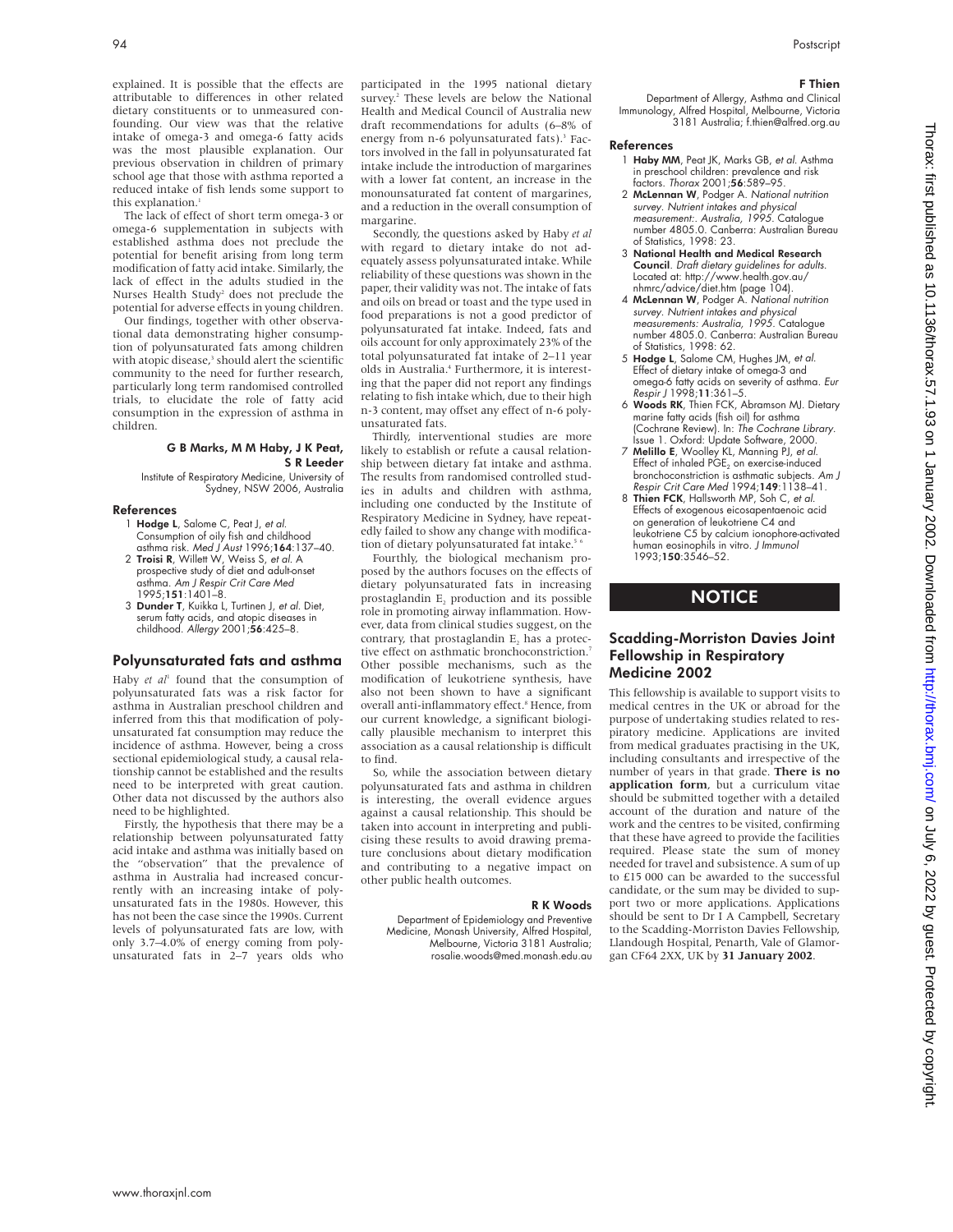explained. It is possible that the effects are attributable to differences in other related dietary constituents or to unmeasured confounding. Our view was that the relative intake of omega-3 and omega-6 fatty acids was the most plausible explanation. Our previous observation in children of primary school age that those with asthma reported a reduced intake of fish lends some support to this explanation.[1]

The lack of effect of short term omega-3 or omega-6 supplementation in subjects with established asthma does not preclude the potential for benefit arising from long term modification of fatty acid intake. Similarly, the lack of effect in the adults studied in the Nurses Health Study[2] does not preclude the potential for adverse effects in young children.

Our findings, together with other observational data demonstrating higher consumption of polyunsaturated fats among children with atopic disease,[3] should alert the scientific community to the need for further research, particularly long term randomised controlled trials, to elucidate the role of fatty acid consumption in the expression of asthma in children.

**G B Marks, M M Haby, J K Peat, S R Leeder**

Institute of Respiratory Medicine, University of Sydney, NSW 2006, Australia

### References

1. **Hodge L**, Salome C, Peat J, *et al*. Consumption of oily fish and childhood asthma risk. *Med J Aust* 1996;**164**:137–40.
2. **Troisi R**, Willett W, Weiss S, *et al*. A prospective study of diet and adult-onset asthma. *Am J Respir Crit Care Med* 1995;**151**:1401–8.
3. **Dunder T**, Kuikka L, Turtinen J, *et al*. Diet, serum fatty acids, and atopic diseases in childhood. *Allergy* 2001;**56**:425–8.

## Polyunsaturated fats and asthma

Haby *et al*[1] found that the consumption of polyunsaturated fats was a risk factor for asthma in Australian preschool children and inferred from this that modification of polyunsaturated fat consumption may reduce the incidence of asthma. However, being a cross sectional epidemiological study, a causal relationship cannot be established and the results need to be interpreted with great caution. Other data not discussed by the authors also need to be highlighted.

Firstly, the hypothesis that there may be a relationship between polyunsaturated fatty acid intake and asthma was initially based on the "observation" that the prevalence of asthma in Australia had increased concurrently with an increasing intake of polyunsaturated fats in the 1980s. However, this has not been the case since the 1990s. Current levels of polyunsaturated fats are low, with only 3.7–4.0% of energy coming from polyunsaturated fats in 2–7 years olds who participated in the 1995 national dietary survey.[2] These levels are below the National Health and Medical Council of Australia new draft recommendations for adults (6–8% of energy from n-6 polyunsaturated fats).[3] Factors involved in the fall in polyunsaturated fat intake include the introduction of margarines with a lower fat content, an increase in the monounsaturated fat content of margarines, and a reduction in the overall consumption of margarine.

Secondly, the questions asked by Haby *et al* with regard to dietary intake do not adequately assess polyunsaturated intake. While reliability of these questions was shown in the paper, their validity was not. The intake of fats and oils on bread or toast and the type used in food preparations is not a good predictor of polyunsaturated fat intake. Indeed, fats and oils account for only approximately 23% of the total polyunsaturated fat intake of 2–11 year olds in Australia.[4] Furthermore, it is interesting that the paper did not report any findings relating to fish intake which, due to their high n-3 content, may offset any effect of n-6 polyunsaturated fats.

Thirdly, interventional studies are more likely to establish or refute a causal relationship between dietary fat intake and asthma. The results from randomised controlled studies in adults and children with asthma, including one conducted by the Institute of Respiratory Medicine in Sydney, have repeatedly failed to show any change with modification of dietary polyunsaturated fat intake.[5,6]

Fourthly, the biological mechanism proposed by the authors focuses on the effects of dietary polyunsaturated fats in increasing prostaglandin $E_2$ production and its possible role in promoting airway inflammation. However, data from clinical studies suggest, on the contrary, that prostaglandin $E_2$ has a protective effect on asthmatic bronchoconstriction.[7] Other possible mechanisms, such as the modification of leukotriene synthesis, have also not been shown to have a significant overall anti-inflammatory effect.[8] Hence, from our current knowledge, a significant biologically plausible mechanism to interpret this association as a causal relationship is difficult to find.

So, while the association between dietary polyunsaturated fats and asthma in children is interesting, the overall evidence argues against a causal relationship. This should be taken into account in interpreting and publicising these results to avoid drawing premature conclusions about dietary modification and contributing to a negative impact on other public health outcomes.

**R K Woods**

Department of Epidemiology and Preventive Medicine, Monash University, Alfred Hospital, Melbourne, Victoria 3181 Australia; rosalie.woods@med.monash.edu.au

**F Thien**

Department of Allergy, Asthma and Clinical Immunology, Alfred Hospital, Melbourne, Victoria 3181 Australia; f.thien@alfred.org.au

### References

1. **Haby MM**, Peat JK, Marks GB, *et al*. Asthma in preschool children: prevalence and risk factors. *Thorax* 2001;**56**:589–95.
2. **McLennan W**, Podger A. *National nutrition survey. Nutrient intakes and physical measurement:. Australia, 1995*. Catalogue number 4805.0. Canberra: Australian Bureau of Statistics, 1998: 23.
3. **National Health and Medical Research Council**. *Draft dietary guidelines for adults*. Located at: http://www.health.gov.au/nhmrc/advice/diet.htm (page 104).
4. **McLennan W**, Podger A. *National nutrition survey. Nutrient intakes and physical measurements: Australia, 1995*. Catalogue number 4805.0. Canberra: Australian Bureau of Statistics, 1998: 62.
5. **Hodge L**, Salome CM, Hughes JM, *et al*. Effect of dietary intake of omega-3 and omega-6 fatty acids on severity of asthma. *Eur Respir J* 1998;**11**:361–5.
6. **Woods RK**, Thien FCK, Abramson MJ. Dietary marine fatty acids (fish oil) for asthma (Cochrane Review). In: *The Cochrane Library*. Issue 1. Oxford: Update Software, 2000.
7. **Melillo E**, Woolley KL, Manning PJ, *et al*. Effect of inhaled $PGE_2$ on exercise-induced bronchoconstriction is asthmatic subjects. *Am J Respir Crit Care Med* 1994;**149**:1138–41.
8. **Thien FCK**, Hallsworth MP, Soh C, *et al*. Effects of exogenous eicosapentaenoic acid on generation of leukotriene C4 and leukotriene C5 by calcium ionophore-activated human eosinophils in vitro. *J Immunol* 1993;**150**:3546–52.

# NOTICE

## Scadding-Morriston Davies Joint Fellowship in Respiratory Medicine 2002

This fellowship is available to support visits to medical centres in the UK or abroad for the purpose of undertaking studies related to respiratory medicine. Applications are invited from medical graduates practising in the UK, including consultants and irrespective of the number of years in that grade. **There is no application form**, but a curriculum vitae should be submitted together with a detailed account of the duration and nature of the work and the centres to be visited, confirming that these have agreed to provide the facilities required. Please state the sum of money needed for travel and subsistence. A sum of up to £15 000 can be awarded to the successful candidate, or the sum may be divided to support two or more applications. Applications should be sent to Dr I A Campbell, Secretary to the Scadding-Morriston Davies Fellowship, Llandough Hospital, Penarth, Vale of Glamorgan CF64 2XX, UK by **31 January 2002**.